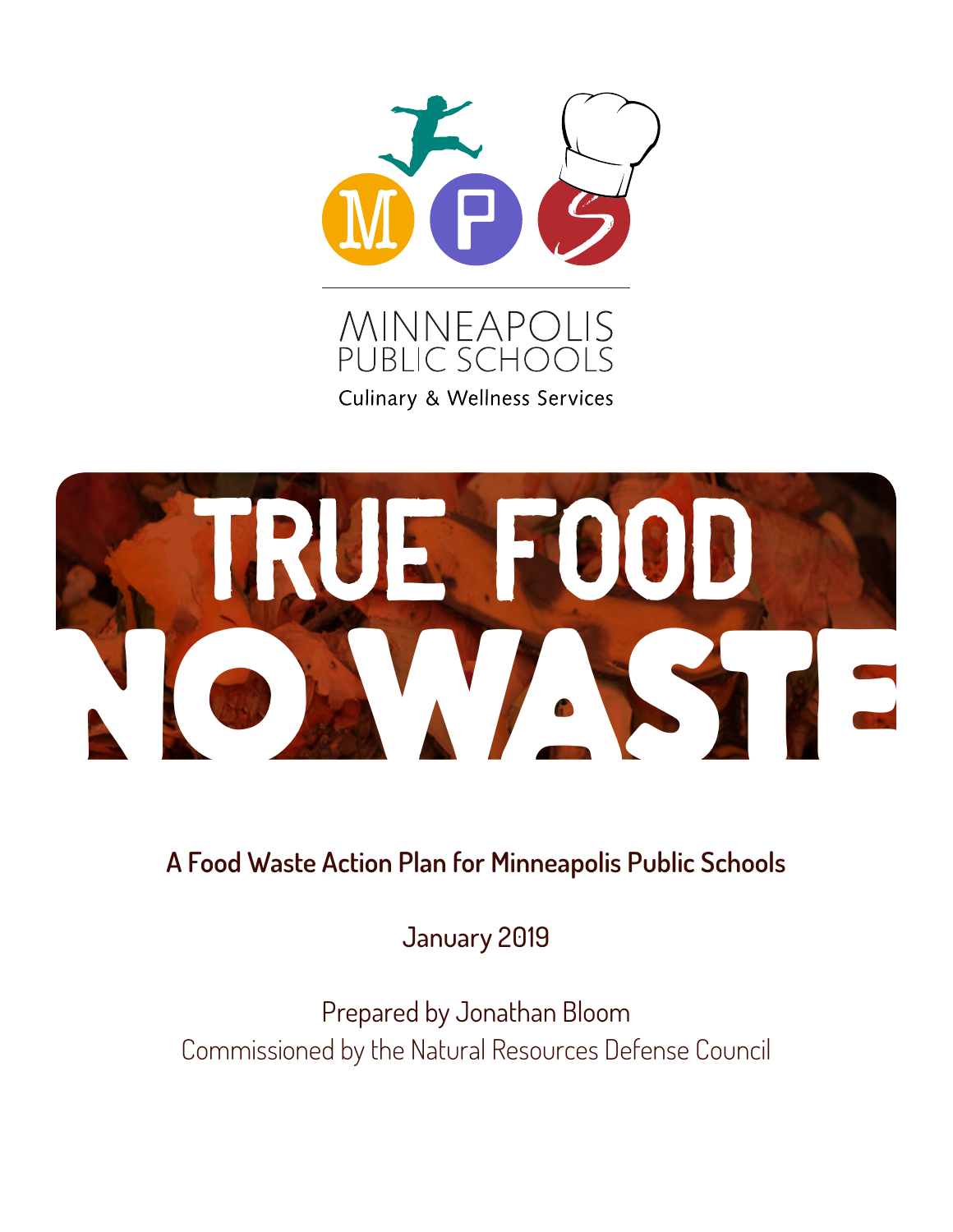MINNEAPOLIS PUBLIC SCHOOLS

Culinary & Wellness Services

# TRUE FOOD NO WASTE

**A Food Waste Action Plan for Minneapolis Public Schools**

January 2019

Prepared by Jonathan Bloom

Commissioned by the Natural Resources Defense Council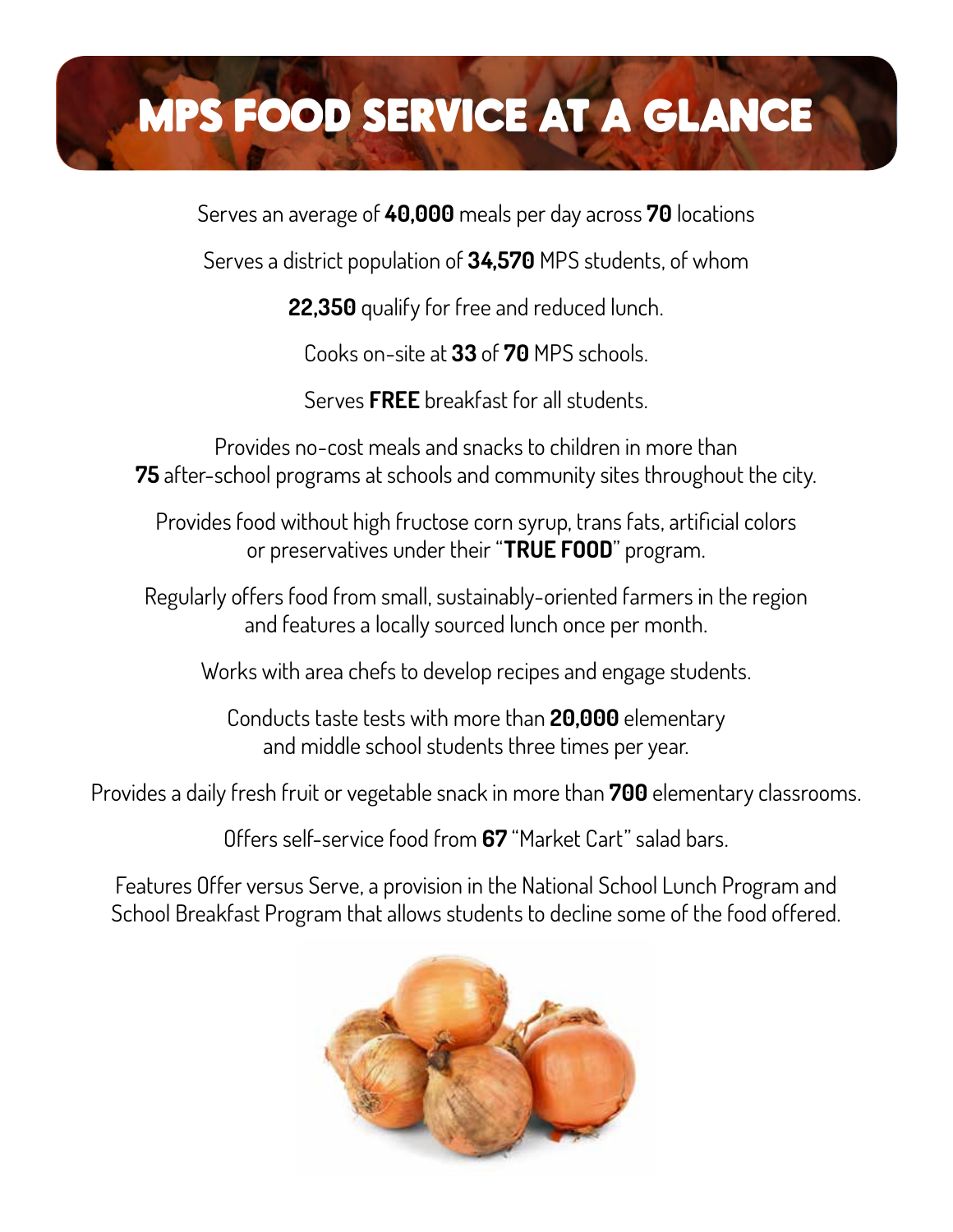# MPS FOOD SERVICE AT A GLANCE

Serves an average of **40,000** meals per day across **70** locations

Serves a district population of **34,570** MPS students, of whom

**22,350** qualify for free and reduced lunch.

Cooks on-site at **33** of **70** MPS schools.

Serves **FREE** breakfast for all students.

Provides no-cost meals and snacks to children in more than **75** after-school programs at schools and community sites throughout the city.

Provides food without high fructose corn syrup, trans fats, artificial colors or preservatives under their "**TRUE FOOD**" program.

Regularly offers food from small, sustainably-oriented farmers in the region and features a locally sourced lunch once per month.

Works with area chefs to develop recipes and engage students.

Conducts taste tests with more than **20,000** elementary and middle school students three times per year.

Provides a daily fresh fruit or vegetable snack in more than **700** elementary classrooms.

Offers self-service food from **67** "Market Cart" salad bars.

Features Offer versus Serve, a provision in the National School Lunch Program and School Breakfast Program that allows students to decline some of the food offered.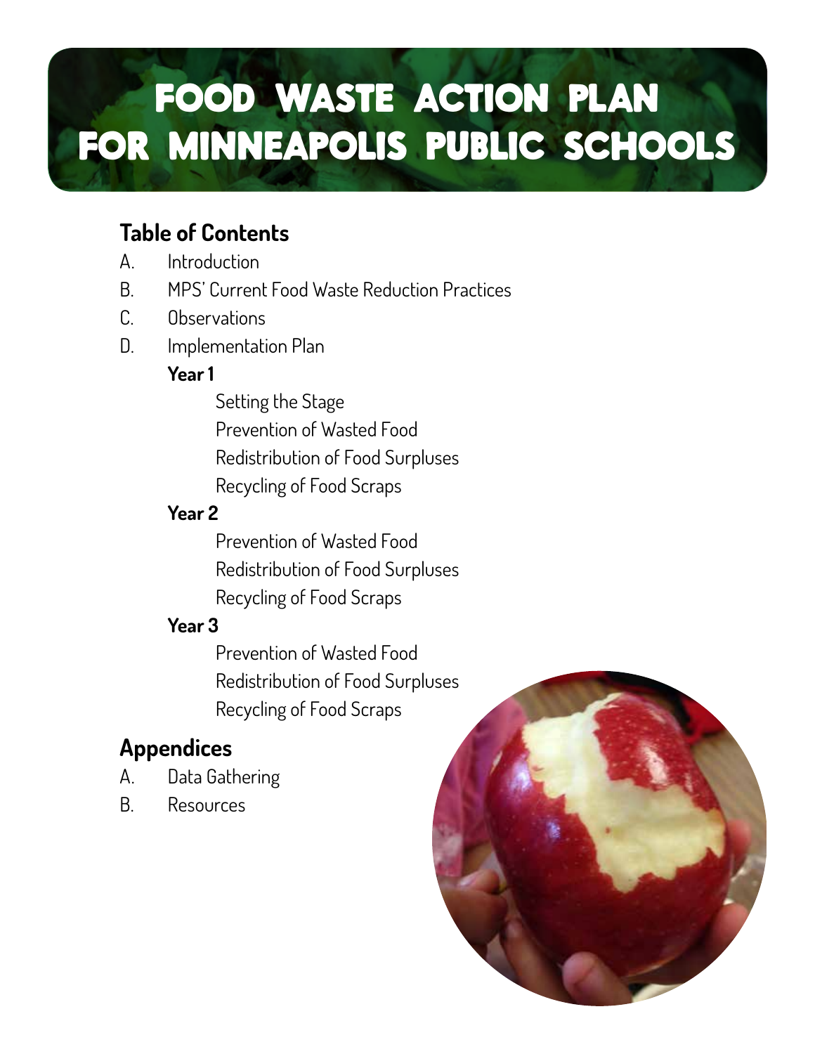# FOOD WASTE ACTION PLAN FOR MINNEAPOLIS PUBLIC SCHOOLS

## Table of Contents

A. Introduction

B. MPS' Current Food Waste Reduction Practices

C. Observations

D. Implementation Plan

**Year 1**

- Setting the Stage
- Prevention of Wasted Food
- Redistribution of Food Surpluses
- Recycling of Food Scraps

**Year 2**

- Prevention of Wasted Food
- Redistribution of Food Surpluses
- Recycling of Food Scraps

**Year 3**

- Prevention of Wasted Food
- Redistribution of Food Surpluses
- Recycling of Food Scraps

## Appendices

A. Data Gathering

B. Resources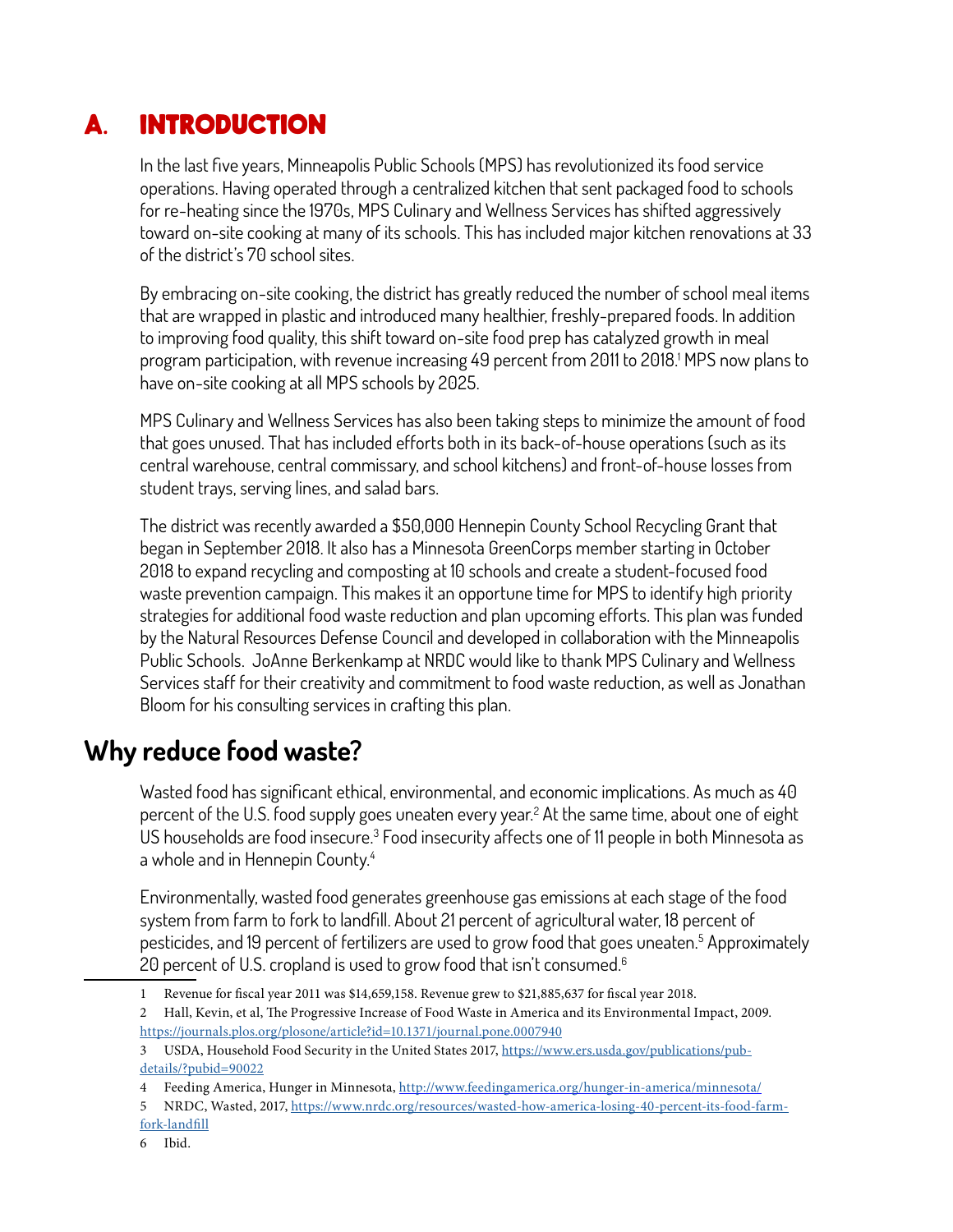# A. INTRODUCTION

In the last five years, Minneapolis Public Schools (MPS) has revolutionized its food service operations. Having operated through a centralized kitchen that sent packaged food to schools for re-heating since the 1970s, MPS Culinary and Wellness Services has shifted aggressively toward on-site cooking at many of its schools. This has included major kitchen renovations at 33 of the district's 70 school sites.

By embracing on-site cooking, the district has greatly reduced the number of school meal items that are wrapped in plastic and introduced many healthier, freshly-prepared foods. In addition to improving food quality, this shift toward on-site food prep has catalyzed growth in meal program participation, with revenue increasing 49 percent from 2011 to 2018.[1] MPS now plans to have on-site cooking at all MPS schools by 2025.

MPS Culinary and Wellness Services has also been taking steps to minimize the amount of food that goes unused. That has included efforts both in its back-of-house operations (such as its central warehouse, central commissary, and school kitchens) and front-of-house losses from student trays, serving lines, and salad bars.

The district was recently awarded a $50,000 Hennepin County School Recycling Grant that began in September 2018. It also has a Minnesota GreenCorps member starting in October 2018 to expand recycling and composting at 10 schools and create a student-focused food waste prevention campaign. This makes it an opportune time for MPS to identify high priority strategies for additional food waste reduction and plan upcoming efforts. This plan was funded by the Natural Resources Defense Council and developed in collaboration with the Minneapolis Public Schools. JoAnne Berkenkamp at NRDC would like to thank MPS Culinary and Wellness Services staff for their creativity and commitment to food waste reduction, as well as Jonathan Bloom for his consulting services in crafting this plan.

## Why reduce food waste?

Wasted food has significant ethical, environmental, and economic implications. As much as 40 percent of the U.S. food supply goes uneaten every year.[2] At the same time, about one of eight US households are food insecure.[3] Food insecurity affects one of 11 people in both Minnesota as a whole and in Hennepin County.[4]

Environmentally, wasted food generates greenhouse gas emissions at each stage of the food system from farm to fork to landfill. About 21 percent of agricultural water, 18 percent of pesticides, and 19 percent of fertilizers are used to grow food that goes uneaten.[5] Approximately 20 percent of U.S. cropland is used to grow food that isn't consumed.[6]

---

1 Revenue for fiscal year 2011 was $14,659,158. Revenue grew to $21,885,637 for fiscal year 2018.

2 Hall, Kevin, et al, The Progressive Increase of Food Waste in America and its Environmental Impact, 2009. https://journals.plos.org/plosone/article?id=10.1371/journal.pone.0007940

3 USDA, Household Food Security in the United States 2017, https://www.ers.usda.gov/publications/pub-details/?pubid=90022

4 Feeding America, Hunger in Minnesota, http://www.feedingamerica.org/hunger-in-america/minnesota/

5 NRDC, Wasted, 2017, https://www.nrdc.org/resources/wasted-how-america-losing-40-percent-its-food-farm-fork-landfill

6 Ibid.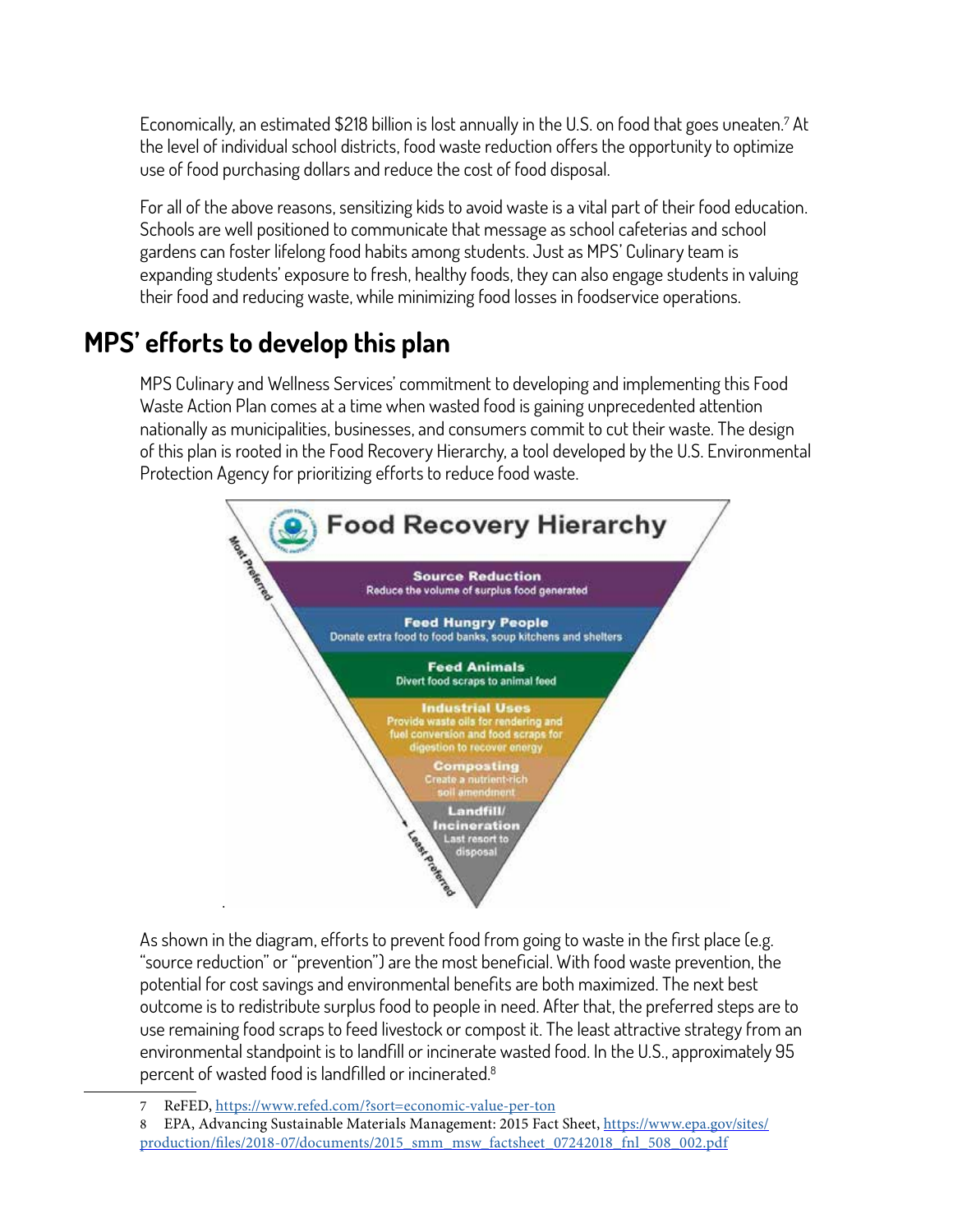Economically, an estimated $218 billion is lost annually in the U.S. on food that goes uneaten.[7] At the level of individual school districts, food waste reduction offers the opportunity to optimize use of food purchasing dollars and reduce the cost of food disposal.

For all of the above reasons, sensitizing kids to avoid waste is a vital part of their food education. Schools are well positioned to communicate that message as school cafeterias and school gardens can foster lifelong food habits among students. Just as MPS' Culinary team is expanding students' exposure to fresh, healthy foods, they can also engage students in valuing their food and reducing waste, while minimizing food losses in foodservice operations.

## MPS' efforts to develop this plan

MPS Culinary and Wellness Services' commitment to developing and implementing this Food Waste Action Plan comes at a time when wasted food is gaining unprecedented attention nationally as municipalities, businesses, and consumers commit to cut their waste. The design of this plan is rooted in the Food Recovery Hierarchy, a tool developed by the U.S. Environmental Protection Agency for prioritizing efforts to reduce food waste.

**Food Recovery Hierarchy**

Most Preferred

- **Source Reduction** — Reduce the volume of surplus food generated
- **Feed Hungry People** — Donate extra food to food banks, soup kitchens and shelters
- **Feed Animals** — Divert food scraps to animal feed
- **Industrial Uses** — Provide waste oils for rendering and fuel conversion and food scraps for digestion to recover energy
- **Composting** — Create a nutrient-rich soil amendment
- **Landfill/ Incineration** — Last resort to disposal

Least Preferred

As shown in the diagram, efforts to prevent food from going to waste in the first place (e.g. "source reduction" or "prevention") are the most beneficial. With food waste prevention, the potential for cost savings and environmental benefits are both maximized. The next best outcome is to redistribute surplus food to people in need. After that, the preferred steps are to use remaining food scraps to feed livestock or compost it. The least attractive strategy from an environmental standpoint is to landfill or incinerate wasted food. In the U.S., approximately 95 percent of wasted food is landfilled or incinerated.[8]

---

7 ReFED, https://www.refed.com/?sort=economic-value-per-ton

8 EPA, Advancing Sustainable Materials Management: 2015 Fact Sheet, https://www.epa.gov/sites/production/files/2018-07/documents/2015_smm_msw_factsheet_07242018_fnl_508_002.pdf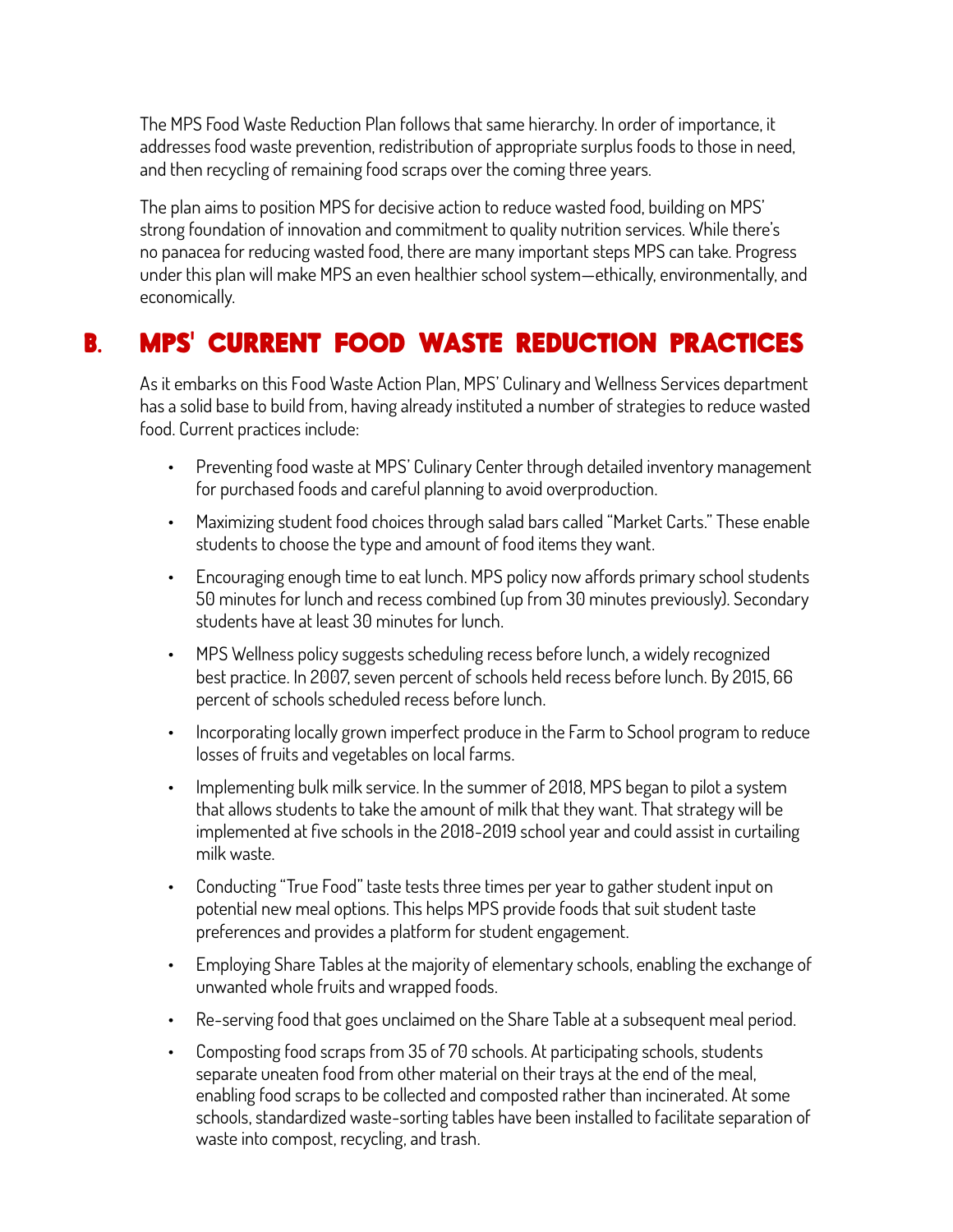The MPS Food Waste Reduction Plan follows that same hierarchy. In order of importance, it addresses food waste prevention, redistribution of appropriate surplus foods to those in need, and then recycling of remaining food scraps over the coming three years.

The plan aims to position MPS for decisive action to reduce wasted food, building on MPS' strong foundation of innovation and commitment to quality nutrition services. While there's no panacea for reducing wasted food, there are many important steps MPS can take. Progress under this plan will make MPS an even healthier school system—ethically, environmentally, and economically.

## B. MPS' CURRENT FOOD WASTE REDUCTION PRACTICES

As it embarks on this Food Waste Action Plan, MPS' Culinary and Wellness Services department has a solid base to build from, having already instituted a number of strategies to reduce wasted food. Current practices include:

- Preventing food waste at MPS' Culinary Center through detailed inventory management for purchased foods and careful planning to avoid overproduction.
- Maximizing student food choices through salad bars called "Market Carts." These enable students to choose the type and amount of food items they want.
- Encouraging enough time to eat lunch. MPS policy now affords primary school students 50 minutes for lunch and recess combined (up from 30 minutes previously). Secondary students have at least 30 minutes for lunch.
- MPS Wellness policy suggests scheduling recess before lunch, a widely recognized best practice. In 2007, seven percent of schools held recess before lunch. By 2015, 66 percent of schools scheduled recess before lunch.
- Incorporating locally grown imperfect produce in the Farm to School program to reduce losses of fruits and vegetables on local farms.
- Implementing bulk milk service. In the summer of 2018, MPS began to pilot a system that allows students to take the amount of milk that they want. That strategy will be implemented at five schools in the 2018-2019 school year and could assist in curtailing milk waste.
- Conducting "True Food" taste tests three times per year to gather student input on potential new meal options. This helps MPS provide foods that suit student taste preferences and provides a platform for student engagement.
- Employing Share Tables at the majority of elementary schools, enabling the exchange of unwanted whole fruits and wrapped foods.
- Re-serving food that goes unclaimed on the Share Table at a subsequent meal period.
- Composting food scraps from 35 of 70 schools. At participating schools, students separate uneaten food from other material on their trays at the end of the meal, enabling food scraps to be collected and composted rather than incinerated. At some schools, standardized waste-sorting tables have been installed to facilitate separation of waste into compost, recycling, and trash.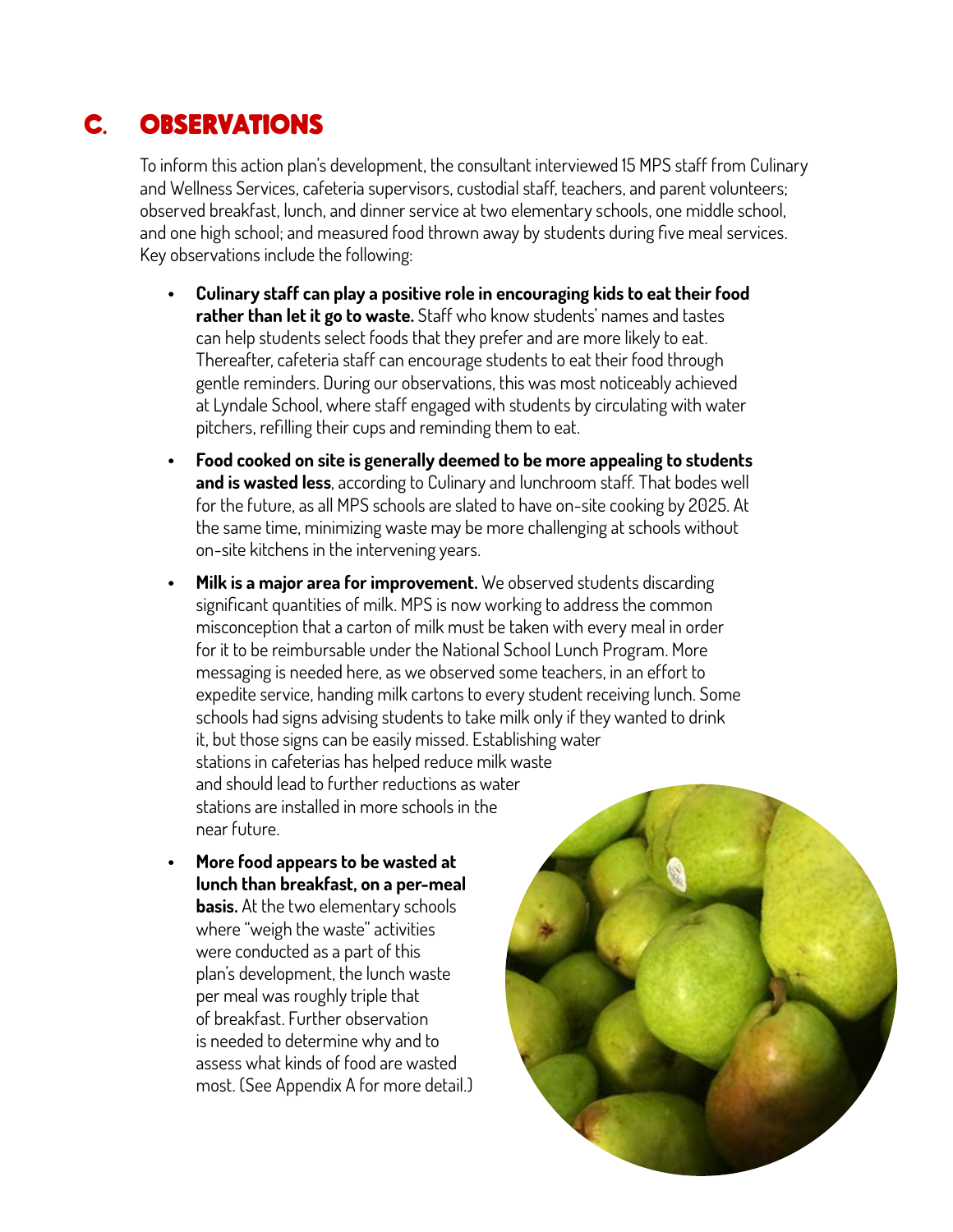## C. OBSERVATIONS

To inform this action plan's development, the consultant interviewed 15 MPS staff from Culinary and Wellness Services, cafeteria supervisors, custodial staff, teachers, and parent volunteers; observed breakfast, lunch, and dinner service at two elementary schools, one middle school, and one high school; and measured food thrown away by students during five meal services. Key observations include the following:

- **Culinary staff can play a positive role in encouraging kids to eat their food rather than let it go to waste.** Staff who know students' names and tastes can help students select foods that they prefer and are more likely to eat. Thereafter, cafeteria staff can encourage students to eat their food through gentle reminders. During our observations, this was most noticeably achieved at Lyndale School, where staff engaged with students by circulating with water pitchers, refilling their cups and reminding them to eat.
- **Food cooked on site is generally deemed to be more appealing to students and is wasted less**, according to Culinary and lunchroom staff. That bodes well for the future, as all MPS schools are slated to have on-site cooking by 2025. At the same time, minimizing waste may be more challenging at schools without on-site kitchens in the intervening years.
- **Milk is a major area for improvement.** We observed students discarding significant quantities of milk. MPS is now working to address the common misconception that a carton of milk must be taken with every meal in order for it to be reimbursable under the National School Lunch Program. More messaging is needed here, as we observed some teachers, in an effort to expedite service, handing milk cartons to every student receiving lunch. Some schools had signs advising students to take milk only if they wanted to drink it, but those signs can be easily missed. Establishing water stations in cafeterias has helped reduce milk waste and should lead to further reductions as water stations are installed in more schools in the near future.
- **More food appears to be wasted at lunch than breakfast, on a per-meal basis.** At the two elementary schools where "weigh the waste" activities were conducted as a part of this plan's development, the lunch waste per meal was roughly triple that of breakfast. Further observation is needed to determine why and to assess what kinds of food are wasted most. (See Appendix A for more detail.)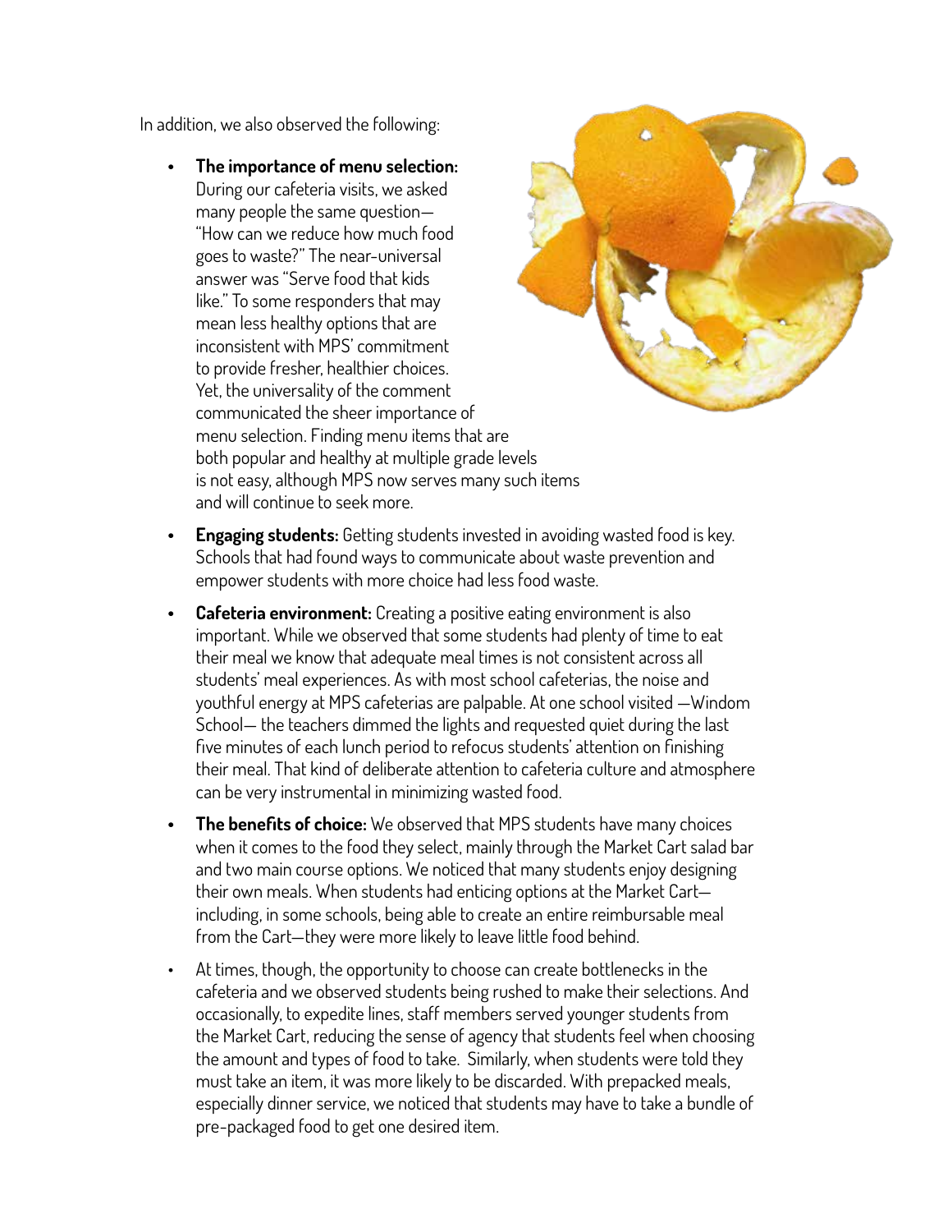In addition, we also observed the following:

- **The importance of menu selection:** During our cafeteria visits, we asked many people the same question—"How can we reduce how much food goes to waste?" The near-universal answer was "Serve food that kids like." To some responders that may mean less healthy options that are inconsistent with MPS' commitment to provide fresher, healthier choices. Yet, the universality of the comment communicated the sheer importance of menu selection. Finding menu items that are both popular and healthy at multiple grade levels is not easy, although MPS now serves many such items and will continue to seek more.
- **Engaging students:** Getting students invested in avoiding wasted food is key. Schools that had found ways to communicate about waste prevention and empower students with more choice had less food waste.
- **Cafeteria environment:** Creating a positive eating environment is also important. While we observed that some students had plenty of time to eat their meal we know that adequate meal times is not consistent across all students' meal experiences. As with most school cafeterias, the noise and youthful energy at MPS cafeterias are palpable. At one school visited —Windom School— the teachers dimmed the lights and requested quiet during the last five minutes of each lunch period to refocus students' attention on finishing their meal. That kind of deliberate attention to cafeteria culture and atmosphere can be very instrumental in minimizing wasted food.
- **The benefits of choice:** We observed that MPS students have many choices when it comes to the food they select, mainly through the Market Cart salad bar and two main course options. We noticed that many students enjoy designing their own meals. When students had enticing options at the Market Cart—including, in some schools, being able to create an entire reimbursable meal from the Cart—they were more likely to leave little food behind.
- At times, though, the opportunity to choose can create bottlenecks in the cafeteria and we observed students being rushed to make their selections. And occasionally, to expedite lines, staff members served younger students from the Market Cart, reducing the sense of agency that students feel when choosing the amount and types of food to take. Similarly, when students were told they must take an item, it was more likely to be discarded. With prepacked meals, especially dinner service, we noticed that students may have to take a bundle of pre-packaged food to get one desired item.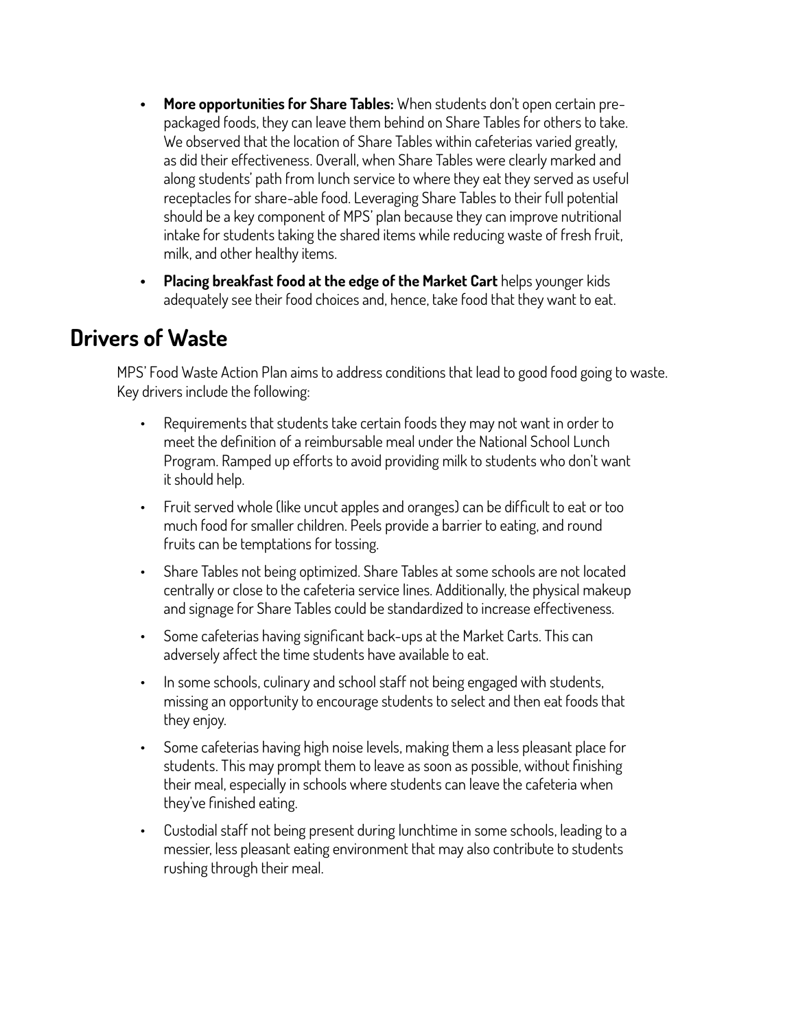- **More opportunities for Share Tables:** When students don't open certain pre-packaged foods, they can leave them behind on Share Tables for others to take. We observed that the location of Share Tables within cafeterias varied greatly, as did their effectiveness. Overall, when Share Tables were clearly marked and along students' path from lunch service to where they eat they served as useful receptacles for share-able food. Leveraging Share Tables to their full potential should be a key component of MPS' plan because they can improve nutritional intake for students taking the shared items while reducing waste of fresh fruit, milk, and other healthy items.
- **Placing breakfast food at the edge of the Market Cart** helps younger kids adequately see their food choices and, hence, take food that they want to eat.

## Drivers of Waste

MPS' Food Waste Action Plan aims to address conditions that lead to good food going to waste. Key drivers include the following:

- Requirements that students take certain foods they may not want in order to meet the definition of a reimbursable meal under the National School Lunch Program. Ramped up efforts to avoid providing milk to students who don't want it should help.
- Fruit served whole (like uncut apples and oranges) can be difficult to eat or too much food for smaller children. Peels provide a barrier to eating, and round fruits can be temptations for tossing.
- Share Tables not being optimized. Share Tables at some schools are not located centrally or close to the cafeteria service lines. Additionally, the physical makeup and signage for Share Tables could be standardized to increase effectiveness.
- Some cafeterias having significant back-ups at the Market Carts. This can adversely affect the time students have available to eat.
- In some schools, culinary and school staff not being engaged with students, missing an opportunity to encourage students to select and then eat foods that they enjoy.
- Some cafeterias having high noise levels, making them a less pleasant place for students. This may prompt them to leave as soon as possible, without finishing their meal, especially in schools where students can leave the cafeteria when they've finished eating.
- Custodial staff not being present during lunchtime in some schools, leading to a messier, less pleasant eating environment that may also contribute to students rushing through their meal.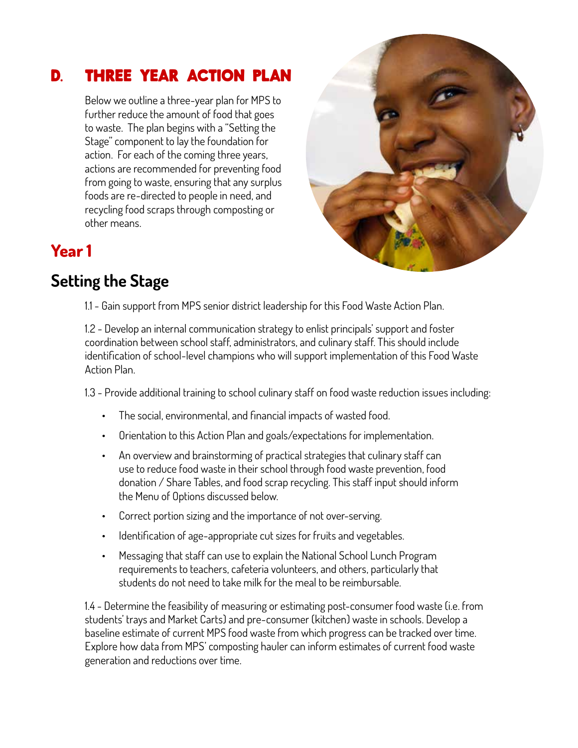## D. THREE YEAR ACTION PLAN

Below we outline a three-year plan for MPS to further reduce the amount of food that goes to waste. The plan begins with a "Setting the Stage" component to lay the foundation for action. For each of the coming three years, actions are recommended for preventing food from going to waste, ensuring that any surplus foods are re-directed to people in need, and recycling food scraps through composting or other means.

## Year 1

### Setting the Stage

1.1 - Gain support from MPS senior district leadership for this Food Waste Action Plan.

1.2 - Develop an internal communication strategy to enlist principals' support and foster coordination between school staff, administrators, and culinary staff. This should include identification of school-level champions who will support implementation of this Food Waste Action Plan.

1.3 - Provide additional training to school culinary staff on food waste reduction issues including:

- The social, environmental, and financial impacts of wasted food.
- Orientation to this Action Plan and goals/expectations for implementation.
- An overview and brainstorming of practical strategies that culinary staff can use to reduce food waste in their school through food waste prevention, food donation / Share Tables, and food scrap recycling. This staff input should inform the Menu of Options discussed below.
- Correct portion sizing and the importance of not over-serving.
- Identification of age-appropriate cut sizes for fruits and vegetables.
- Messaging that staff can use to explain the National School Lunch Program requirements to teachers, cafeteria volunteers, and others, particularly that students do not need to take milk for the meal to be reimbursable.

1.4 - Determine the feasibility of measuring or estimating post-consumer food waste (i.e. from students' trays and Market Carts) and pre-consumer (kitchen) waste in schools. Develop a baseline estimate of current MPS food waste from which progress can be tracked over time. Explore how data from MPS' composting hauler can inform estimates of current food waste generation and reductions over time.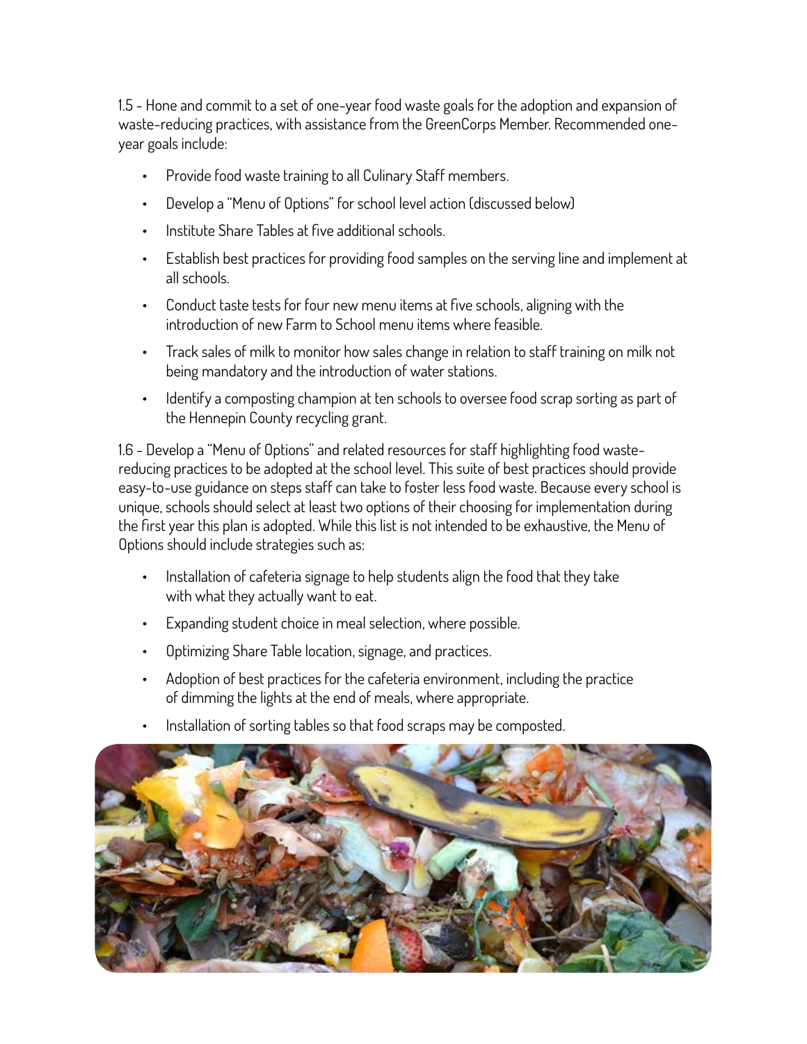1.5 - Hone and commit to a set of one-year food waste goals for the adoption and expansion of waste-reducing practices, with assistance from the GreenCorps Member. Recommended one-year goals include:

- Provide food waste training to all Culinary Staff members.
- Develop a "Menu of Options" for school level action (discussed below)
- Institute Share Tables at five additional schools.
- Establish best practices for providing food samples on the serving line and implement at all schools.
- Conduct taste tests for four new menu items at five schools, aligning with the introduction of new Farm to School menu items where feasible.
- Track sales of milk to monitor how sales change in relation to staff training on milk not being mandatory and the introduction of water stations.
- Identify a composting champion at ten schools to oversee food scrap sorting as part of the Hennepin County recycling grant.

1.6 - Develop a "Menu of Options" and related resources for staff highlighting food waste-reducing practices to be adopted at the school level. This suite of best practices should provide easy-to-use guidance on steps staff can take to foster less food waste. Because every school is unique, schools should select at least two options of their choosing for implementation during the first year this plan is adopted. While this list is not intended to be exhaustive, the Menu of Options should include strategies such as:

- Installation of cafeteria signage to help students align the food that they take with what they actually want to eat.
- Expanding student choice in meal selection, where possible.
- Optimizing Share Table location, signage, and practices.
- Adoption of best practices for the cafeteria environment, including the practice of dimming the lights at the end of meals, where appropriate.
- Installation of sorting tables so that food scraps may be composted.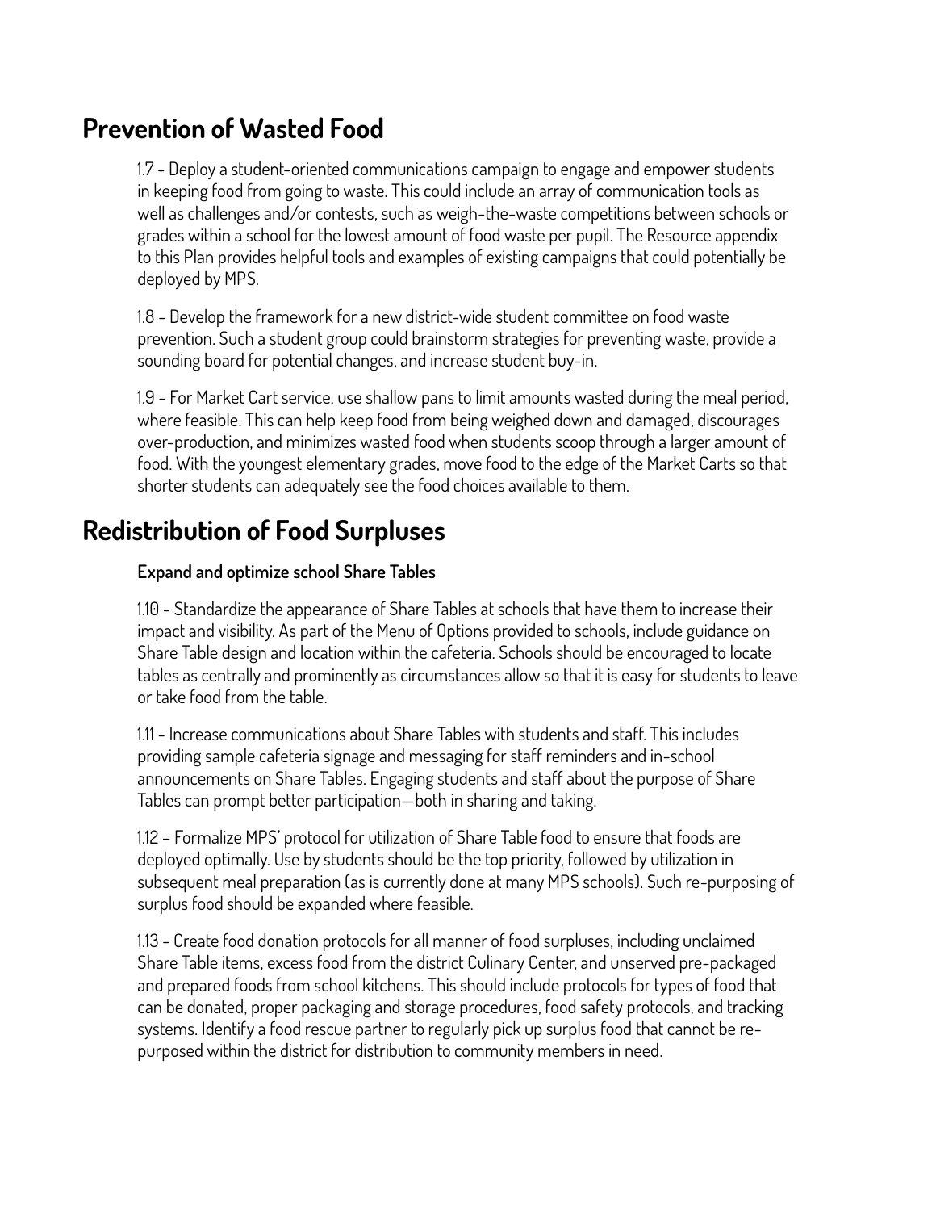## Prevention of Wasted Food

1.7 - Deploy a student-oriented communications campaign to engage and empower students in keeping food from going to waste. This could include an array of communication tools as well as challenges and/or contests, such as weigh-the-waste competitions between schools or grades within a school for the lowest amount of food waste per pupil. The Resource appendix to this Plan provides helpful tools and examples of existing campaigns that could potentially be deployed by MPS.

1.8 - Develop the framework for a new district-wide student committee on food waste prevention. Such a student group could brainstorm strategies for preventing waste, provide a sounding board for potential changes, and increase student buy-in.

1.9 - For Market Cart service, use shallow pans to limit amounts wasted during the meal period, where feasible. This can help keep food from being weighed down and damaged, discourages over-production, and minimizes wasted food when students scoop through a larger amount of food. With the youngest elementary grades, move food to the edge of the Market Carts so that shorter students can adequately see the food choices available to them.

## Redistribution of Food Surpluses

**Expand and optimize school Share Tables**

1.10 - Standardize the appearance of Share Tables at schools that have them to increase their impact and visibility. As part of the Menu of Options provided to schools, include guidance on Share Table design and location within the cafeteria. Schools should be encouraged to locate tables as centrally and prominently as circumstances allow so that it is easy for students to leave or take food from the table.

1.11 - Increase communications about Share Tables with students and staff. This includes providing sample cafeteria signage and messaging for staff reminders and in-school announcements on Share Tables. Engaging students and staff about the purpose of Share Tables can prompt better participation—both in sharing and taking.

1.12 – Formalize MPS' protocol for utilization of Share Table food to ensure that foods are deployed optimally. Use by students should be the top priority, followed by utilization in subsequent meal preparation (as is currently done at many MPS schools). Such re-purposing of surplus food should be expanded where feasible.

1.13 - Create food donation protocols for all manner of food surpluses, including unclaimed Share Table items, excess food from the district Culinary Center, and unserved pre-packaged and prepared foods from school kitchens. This should include protocols for types of food that can be donated, proper packaging and storage procedures, food safety protocols, and tracking systems. Identify a food rescue partner to regularly pick up surplus food that cannot be re-purposed within the district for distribution to community members in need.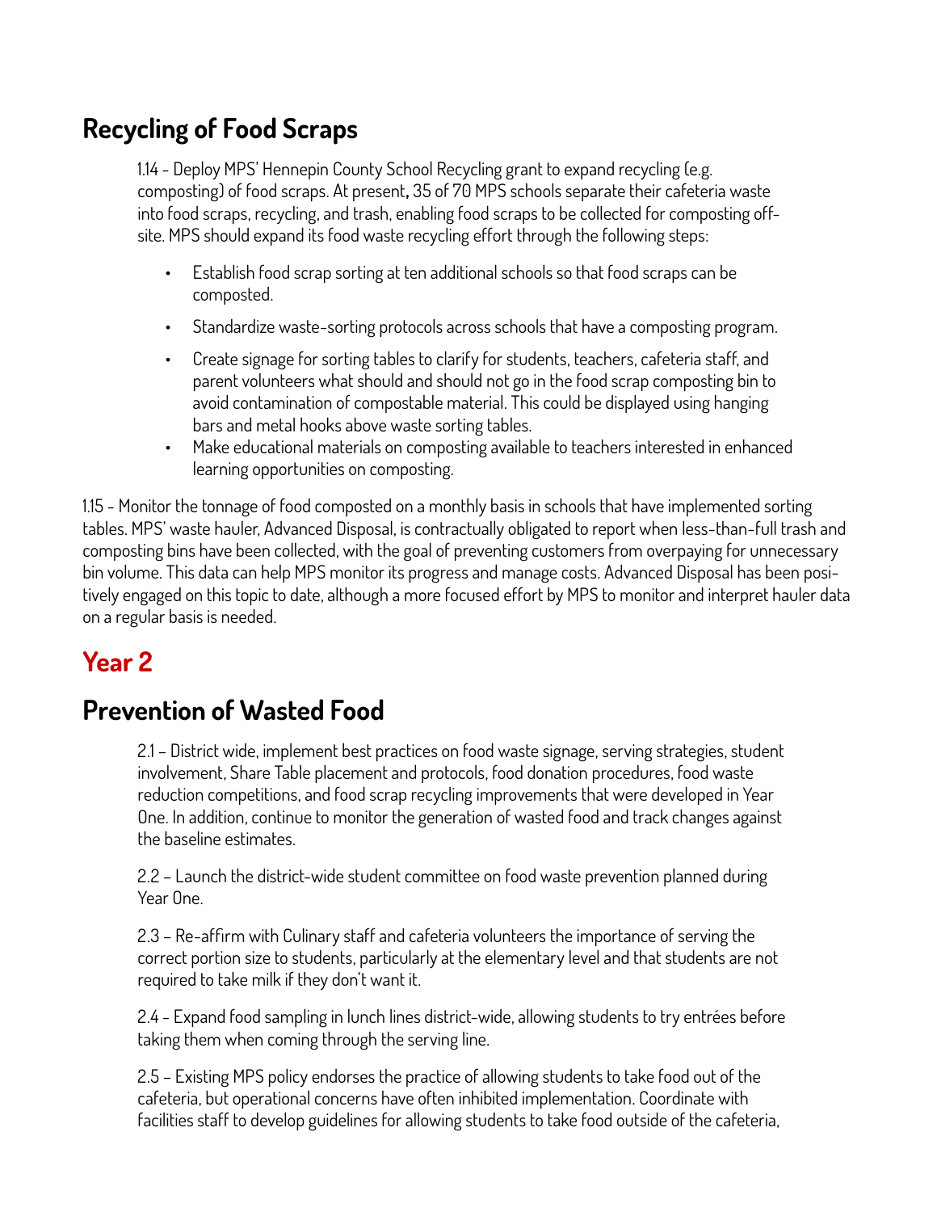## Recycling of Food Scraps

1.14 - Deploy MPS' Hennepin County School Recycling grant to expand recycling (e.g. composting) of food scraps. At present, 35 of 70 MPS schools separate their cafeteria waste into food scraps, recycling, and trash, enabling food scraps to be collected for composting off-site. MPS should expand its food waste recycling effort through the following steps:

- Establish food scrap sorting at ten additional schools so that food scraps can be composted.
- Standardize waste-sorting protocols across schools that have a composting program.
- Create signage for sorting tables to clarify for students, teachers, cafeteria staff, and parent volunteers what should and should not go in the food scrap composting bin to avoid contamination of compostable material. This could be displayed using hanging bars and metal hooks above waste sorting tables.
- Make educational materials on composting available to teachers interested in enhanced learning opportunities on composting.

1.15 - Monitor the tonnage of food composted on a monthly basis in schools that have implemented sorting tables. MPS' waste hauler, Advanced Disposal, is contractually obligated to report when less-than-full trash and composting bins have been collected, with the goal of preventing customers from overpaying for unnecessary bin volume. This data can help MPS monitor its progress and manage costs. Advanced Disposal has been positively engaged on this topic to date, although a more focused effort by MPS to monitor and interpret hauler data on a regular basis is needed.

# Year 2

## Prevention of Wasted Food

2.1 – District wide, implement best practices on food waste signage, serving strategies, student involvement, Share Table placement and protocols, food donation procedures, food waste reduction competitions, and food scrap recycling improvements that were developed in Year One. In addition, continue to monitor the generation of wasted food and track changes against the baseline estimates.

2.2 – Launch the district-wide student committee on food waste prevention planned during Year One.

2.3 – Re-affirm with Culinary staff and cafeteria volunteers the importance of serving the correct portion size to students, particularly at the elementary level and that students are not required to take milk if they don't want it.

2.4 - Expand food sampling in lunch lines district-wide, allowing students to try entrées before taking them when coming through the serving line.

2.5 – Existing MPS policy endorses the practice of allowing students to take food out of the cafeteria, but operational concerns have often inhibited implementation. Coordinate with facilities staff to develop guidelines for allowing students to take food outside of the cafeteria,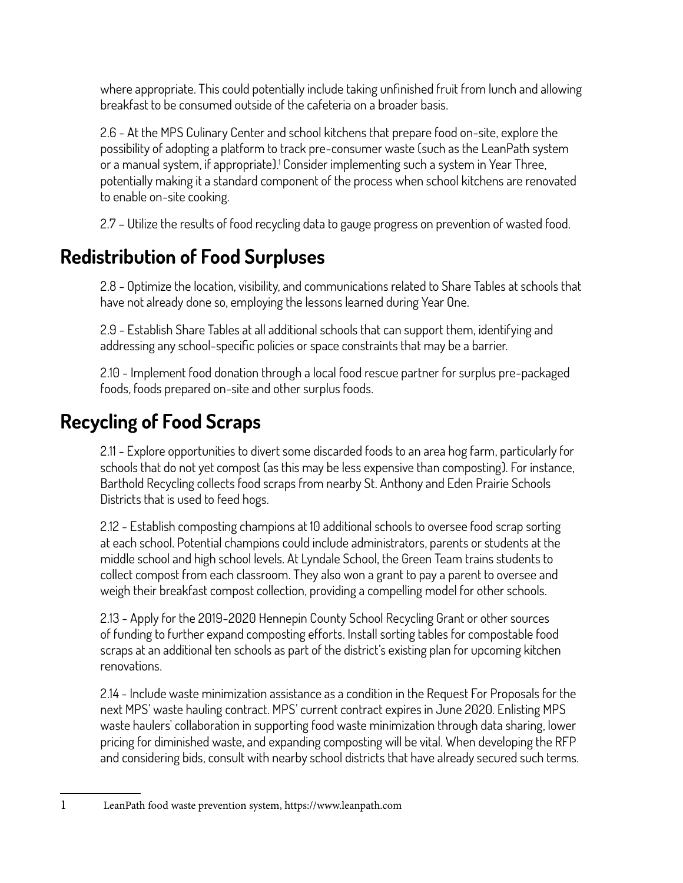where appropriate. This could potentially include taking unfinished fruit from lunch and allowing breakfast to be consumed outside of the cafeteria on a broader basis.

2.6 - At the MPS Culinary Center and school kitchens that prepare food on-site, explore the possibility of adopting a platform to track pre-consumer waste (such as the LeanPath system or a manual system, if appropriate).[1] Consider implementing such a system in Year Three, potentially making it a standard component of the process when school kitchens are renovated to enable on-site cooking.

2.7 – Utilize the results of food recycling data to gauge progress on prevention of wasted food.

## Redistribution of Food Surpluses

2.8 - Optimize the location, visibility, and communications related to Share Tables at schools that have not already done so, employing the lessons learned during Year One.

2.9 - Establish Share Tables at all additional schools that can support them, identifying and addressing any school-specific policies or space constraints that may be a barrier.

2.10 - Implement food donation through a local food rescue partner for surplus pre-packaged foods, foods prepared on-site and other surplus foods.

## Recycling of Food Scraps

2.11 - Explore opportunities to divert some discarded foods to an area hog farm, particularly for schools that do not yet compost (as this may be less expensive than composting). For instance, Barthold Recycling collects food scraps from nearby St. Anthony and Eden Prairie Schools Districts that is used to feed hogs.

2.12 - Establish composting champions at 10 additional schools to oversee food scrap sorting at each school. Potential champions could include administrators, parents or students at the middle school and high school levels. At Lyndale School, the Green Team trains students to collect compost from each classroom. They also won a grant to pay a parent to oversee and weigh their breakfast compost collection, providing a compelling model for other schools.

2.13 - Apply for the 2019-2020 Hennepin County School Recycling Grant or other sources of funding to further expand composting efforts. Install sorting tables for compostable food scraps at an additional ten schools as part of the district's existing plan for upcoming kitchen renovations.

2.14 - Include waste minimization assistance as a condition in the Request For Proposals for the next MPS' waste hauling contract. MPS' current contract expires in June 2020. Enlisting MPS waste haulers' collaboration in supporting food waste minimization through data sharing, lower pricing for diminished waste, and expanding composting will be vital. When developing the RFP and considering bids, consult with nearby school districts that have already secured such terms.

---

1 LeanPath food waste prevention system, https://www.leanpath.com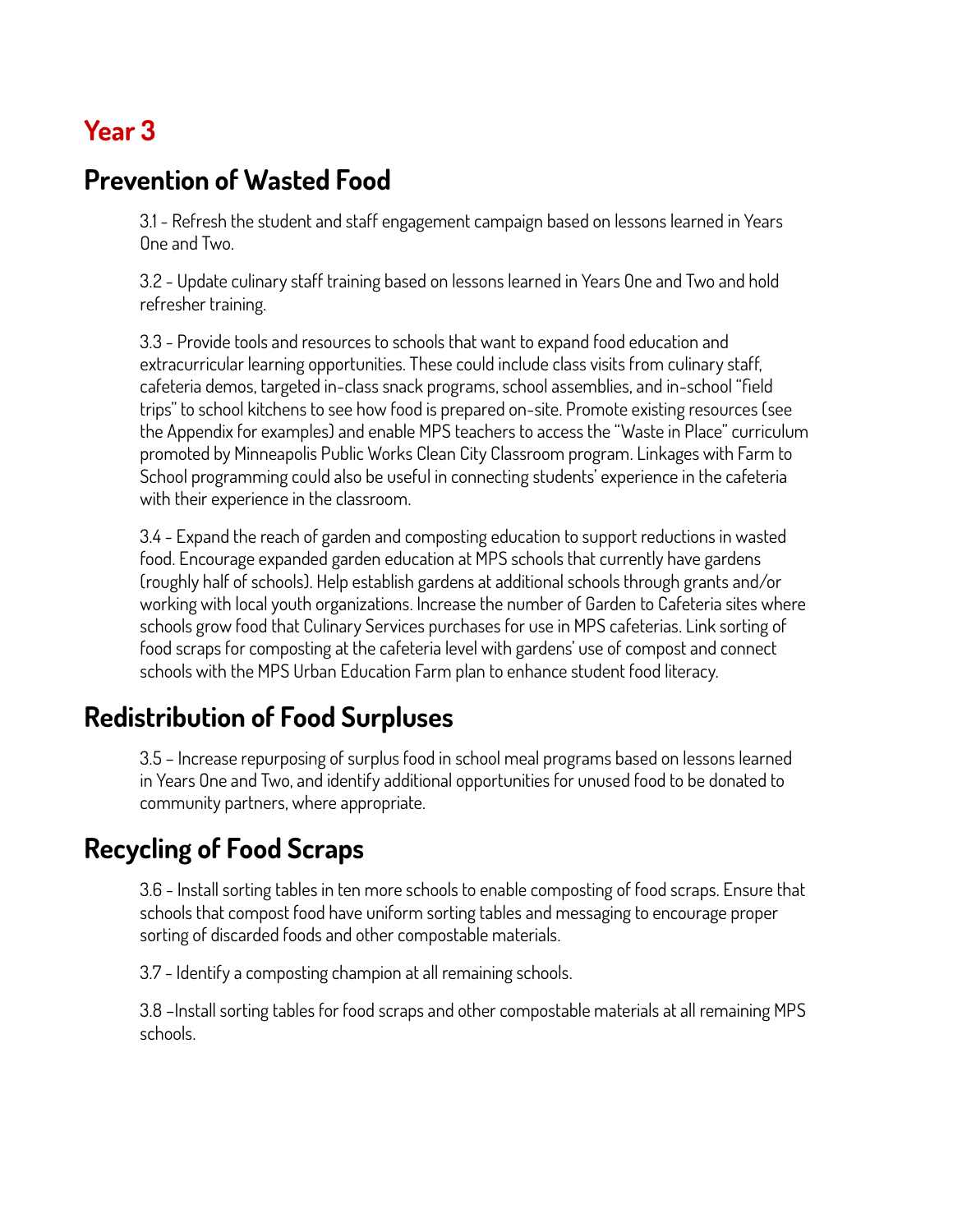# Year 3

## Prevention of Wasted Food

3.1 - Refresh the student and staff engagement campaign based on lessons learned in Years One and Two.

3.2 - Update culinary staff training based on lessons learned in Years One and Two and hold refresher training.

3.3 - Provide tools and resources to schools that want to expand food education and extracurricular learning opportunities. These could include class visits from culinary staff, cafeteria demos, targeted in-class snack programs, school assemblies, and in-school "field trips" to school kitchens to see how food is prepared on-site. Promote existing resources (see the Appendix for examples) and enable MPS teachers to access the "Waste in Place" curriculum promoted by Minneapolis Public Works Clean City Classroom program. Linkages with Farm to School programming could also be useful in connecting students' experience in the cafeteria with their experience in the classroom.

3.4 - Expand the reach of garden and composting education to support reductions in wasted food. Encourage expanded garden education at MPS schools that currently have gardens (roughly half of schools). Help establish gardens at additional schools through grants and/or working with local youth organizations. Increase the number of Garden to Cafeteria sites where schools grow food that Culinary Services purchases for use in MPS cafeterias. Link sorting of food scraps for composting at the cafeteria level with gardens' use of compost and connect schools with the MPS Urban Education Farm plan to enhance student food literacy.

## Redistribution of Food Surpluses

3.5 – Increase repurposing of surplus food in school meal programs based on lessons learned in Years One and Two, and identify additional opportunities for unused food to be donated to community partners, where appropriate.

## Recycling of Food Scraps

3.6 - Install sorting tables in ten more schools to enable composting of food scraps. Ensure that schools that compost food have uniform sorting tables and messaging to encourage proper sorting of discarded foods and other compostable materials.

3.7 - Identify a composting champion at all remaining schools.

3.8 –Install sorting tables for food scraps and other compostable materials at all remaining MPS schools.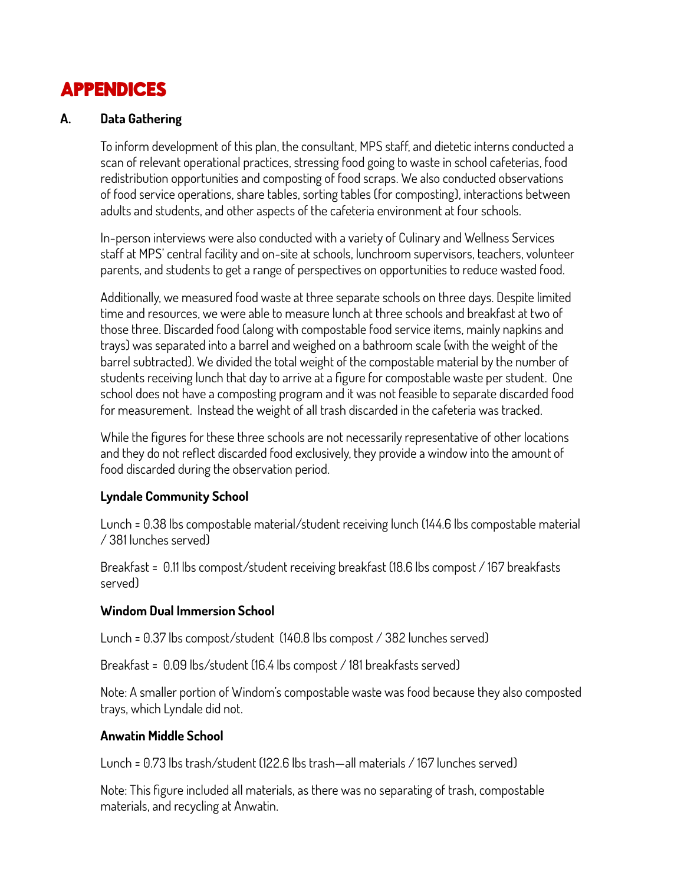# APPENDICES

## A. Data Gathering

To inform development of this plan, the consultant, MPS staff, and dietetic interns conducted a scan of relevant operational practices, stressing food going to waste in school cafeterias, food redistribution opportunities and composting of food scraps. We also conducted observations of food service operations, share tables, sorting tables (for composting), interactions between adults and students, and other aspects of the cafeteria environment at four schools.

In-person interviews were also conducted with a variety of Culinary and Wellness Services staff at MPS' central facility and on-site at schools, lunchroom supervisors, teachers, volunteer parents, and students to get a range of perspectives on opportunities to reduce wasted food.

Additionally, we measured food waste at three separate schools on three days. Despite limited time and resources, we were able to measure lunch at three schools and breakfast at two of those three. Discarded food (along with compostable food service items, mainly napkins and trays) was separated into a barrel and weighed on a bathroom scale (with the weight of the barrel subtracted). We divided the total weight of the compostable material by the number of students receiving lunch that day to arrive at a figure for compostable waste per student. One school does not have a composting program and it was not feasible to separate discarded food for measurement. Instead the weight of all trash discarded in the cafeteria was tracked.

While the figures for these three schools are not necessarily representative of other locations and they do not reflect discarded food exclusively, they provide a window into the amount of food discarded during the observation period.

**Lyndale Community School**

Lunch = 0.38 lbs compostable material/student receiving lunch (144.6 lbs compostable material / 381 lunches served)

Breakfast = 0.11 lbs compost/student receiving breakfast (18.6 lbs compost / 167 breakfasts served)

**Windom Dual Immersion School**

Lunch = 0.37 lbs compost/student (140.8 lbs compost / 382 lunches served)

Breakfast = 0.09 lbs/student (16.4 lbs compost / 181 breakfasts served)

Note: A smaller portion of Windom's compostable waste was food because they also composted trays, which Lyndale did not.

**Anwatin Middle School**

Lunch = 0.73 lbs trash/student (122.6 lbs trash—all materials / 167 lunches served)

Note: This figure included all materials, as there was no separating of trash, compostable materials, and recycling at Anwatin.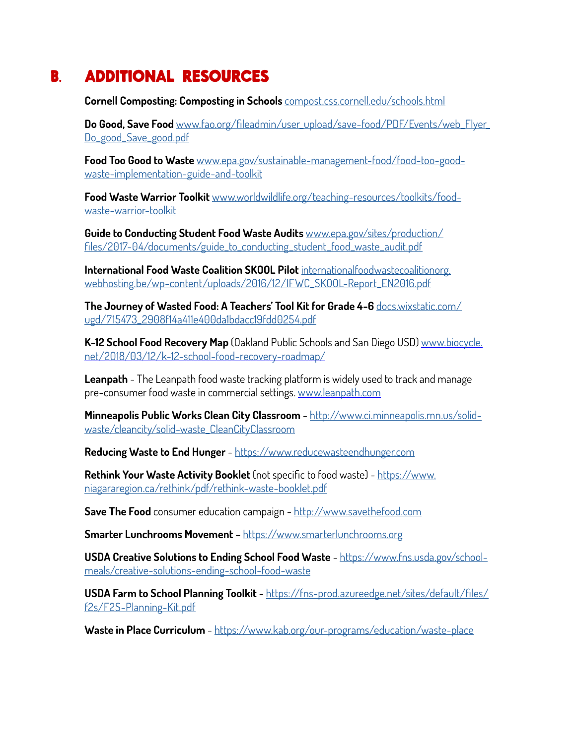## B. ADDITIONAL RESOURCES

**Cornell Composting: Composting in Schools** compost.css.cornell.edu/schools.html

**Do Good, Save Food** www.fao.org/fileadmin/user_upload/save-food/PDF/Events/web_Flyer_Do_good_Save_good.pdf

**Food Too Good to Waste** www.epa.gov/sustainable-management-food/food-too-good-waste-implementation-guide-and-toolkit

**Food Waste Warrior Toolkit** www.worldwildlife.org/teaching-resources/toolkits/food-waste-warrior-toolkit

**Guide to Conducting Student Food Waste Audits** www.epa.gov/sites/production/files/2017-04/documents/guide_to_conducting_student_food_waste_audit.pdf

**International Food Waste Coalition SKOOL Pilot** internationalfoodwastecoalitionorg.webhosting.be/wp-content/uploads/2016/12/IFWC_SKOOL-Report_EN2016.pdf

**The Journey of Wasted Food: A Teachers' Tool Kit for Grade 4-6** docs.wixstatic.com/ugd/715473_2908f14a411e400da1bdacc19fdd0254.pdf

**K-12 School Food Recovery Map** (Oakland Public Schools and San Diego USD) www.biocycle.net/2018/03/12/k-12-school-food-recovery-roadmap/

**Leanpath** - The Leanpath food waste tracking platform is widely used to track and manage pre-consumer food waste in commercial settings. www.leanpath.com

**Minneapolis Public Works Clean City Classroom** - http://www.ci.minneapolis.mn.us/solid-waste/cleancity/solid-waste_CleanCityClassroom

**Reducing Waste to End Hunger** - https://www.reducewasteendhunger.com

**Rethink Your Waste Activity Booklet** (not specific to food waste) - https://www.niagararegion.ca/rethink/pdf/rethink-waste-booklet.pdf

**Save The Food** consumer education campaign - http://www.savethefood.com

**Smarter Lunchrooms Movement** – https://www.smarterlunchrooms.org

**USDA Creative Solutions to Ending School Food Waste** - https://www.fns.usda.gov/school-meals/creative-solutions-ending-school-food-waste

**USDA Farm to School Planning Toolkit** - https://fns-prod.azureedge.net/sites/default/files/f2s/F2S-Planning-Kit.pdf

**Waste in Place Curriculum** - https://www.kab.org/our-programs/education/waste-place